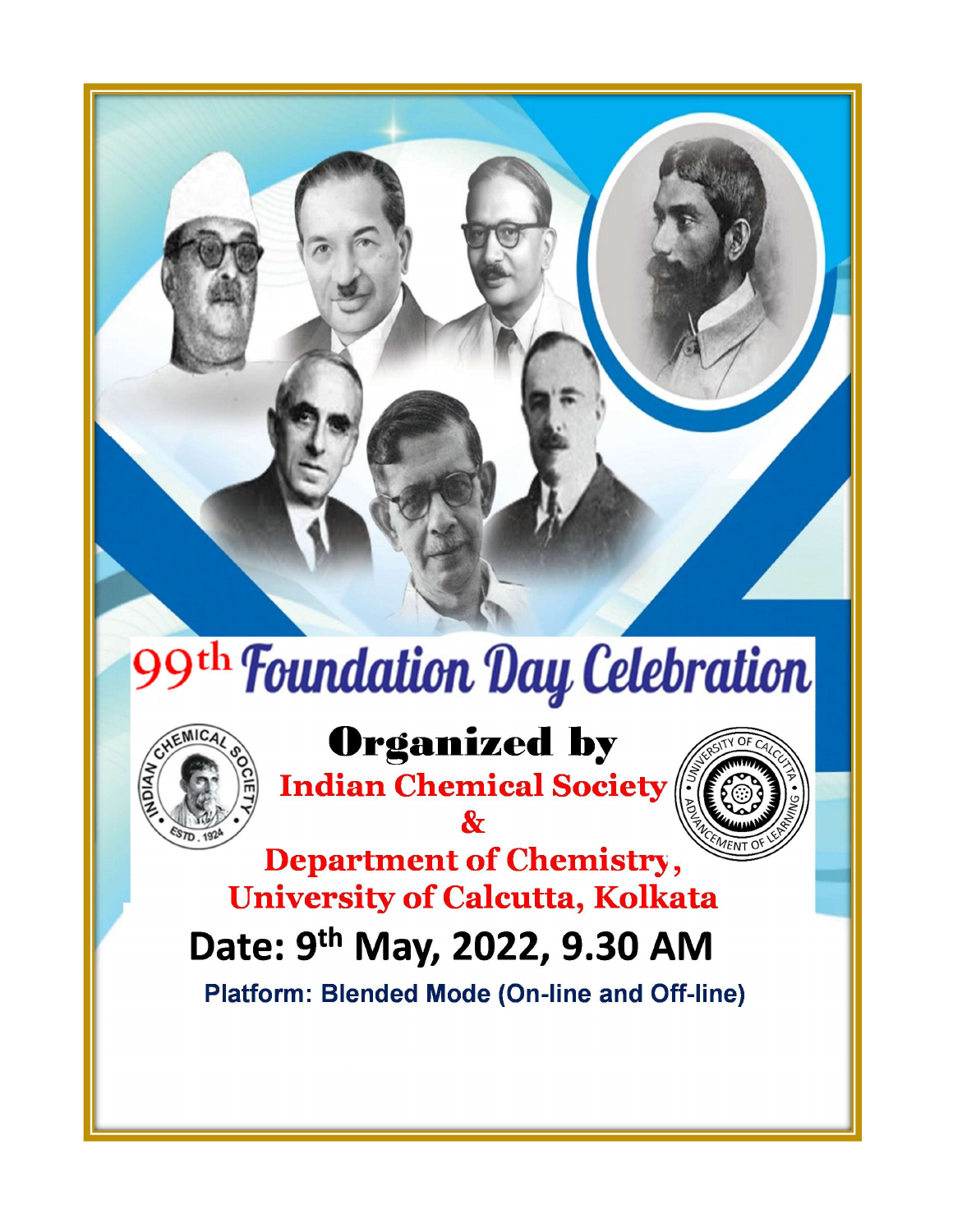# 99th Foundation Day Celebration

## Organized by

**Indian Chemical Society**

**&**

**Department of Chemistry,**
**University of Calcutta, Kolkata**

## Date: 9th May, 2022, 9.30 AM

**Platform: Blended Mode (On-line and Off-line)**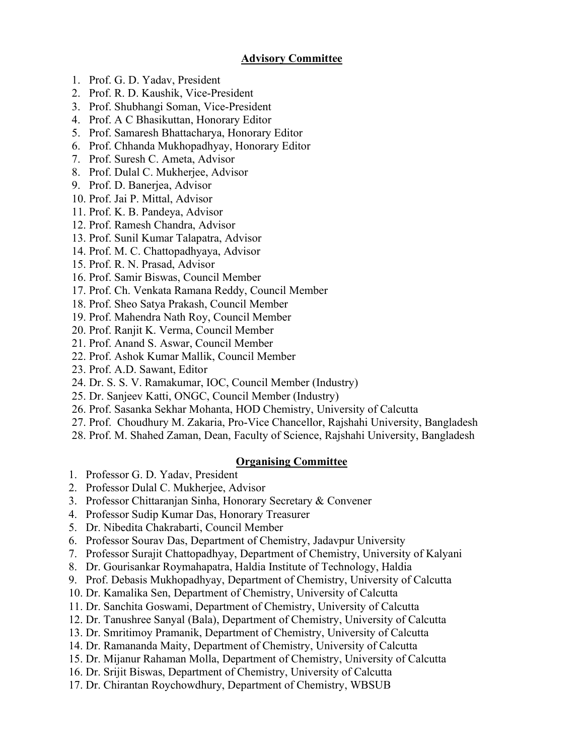## Advisory Committee

1. Prof. G. D. Yadav, President
2. Prof. R. D. Kaushik, Vice-President
3. Prof. Shubhangi Soman, Vice-President
4. Prof. A C Bhasikuttan, Honorary Editor
5. Prof. Samaresh Bhattacharya, Honorary Editor
6. Prof. Chhanda Mukhopadhyay, Honorary Editor
7. Prof. Suresh C. Ameta, Advisor
8. Prof. Dulal C. Mukherjee, Advisor
9. Prof. D. Banerjea, Advisor
10. Prof. Jai P. Mittal, Advisor
11. Prof. K. B. Pandeya, Advisor
12. Prof. Ramesh Chandra, Advisor
13. Prof. Sunil Kumar Talapatra, Advisor
14. Prof. M. C. Chattopadhyaya, Advisor
15. Prof. R. N. Prasad, Advisor
16. Prof. Samir Biswas, Council Member
17. Prof. Ch. Venkata Ramana Reddy, Council Member
18. Prof. Sheo Satya Prakash, Council Member
19. Prof. Mahendra Nath Roy, Council Member
20. Prof. Ranjit K. Verma, Council Member
21. Prof. Anand S. Aswar, Council Member
22. Prof. Ashok Kumar Mallik, Council Member
23. Prof. A.D. Sawant, Editor
24. Dr. S. S. V. Ramakumar, IOC, Council Member (Industry)
25. Dr. Sanjeev Katti, ONGC, Council Member (Industry)
26. Prof. Sasanka Sekhar Mohanta, HOD Chemistry, University of Calcutta
27. Prof. Choudhury M. Zakaria, Pro-Vice Chancellor, Rajshahi University, Bangladesh
28. Prof. M. Shahed Zaman, Dean, Faculty of Science, Rajshahi University, Bangladesh

## Organising Committee

1. Professor G. D. Yadav, President
2. Professor Dulal C. Mukherjee, Advisor
3. Professor Chittaranjan Sinha, Honorary Secretary & Convener
4. Professor Sudip Kumar Das, Honorary Treasurer
5. Dr. Nibedita Chakrabarti, Council Member
6. Professor Sourav Das, Department of Chemistry, Jadavpur University
7. Professor Surajit Chattopadhyay, Department of Chemistry, University of Kalyani
8. Dr. Gourisankar Roymahapatra, Haldia Institute of Technology, Haldia
9. Prof. Debasis Mukhopadhyay, Department of Chemistry, University of Calcutta
10. Dr. Kamalika Sen, Department of Chemistry, University of Calcutta
11. Dr. Sanchita Goswami, Department of Chemistry, University of Calcutta
12. Dr. Tanushree Sanyal (Bala), Department of Chemistry, University of Calcutta
13. Dr. Smritimoy Pramanik, Department of Chemistry, University of Calcutta
14. Dr. Ramananda Maity, Department of Chemistry, University of Calcutta
15. Dr. Mijanur Rahaman Molla, Department of Chemistry, University of Calcutta
16. Dr. Srijit Biswas, Department of Chemistry, University of Calcutta
17. Dr. Chirantan Roychowdhury, Department of Chemistry, WBSUB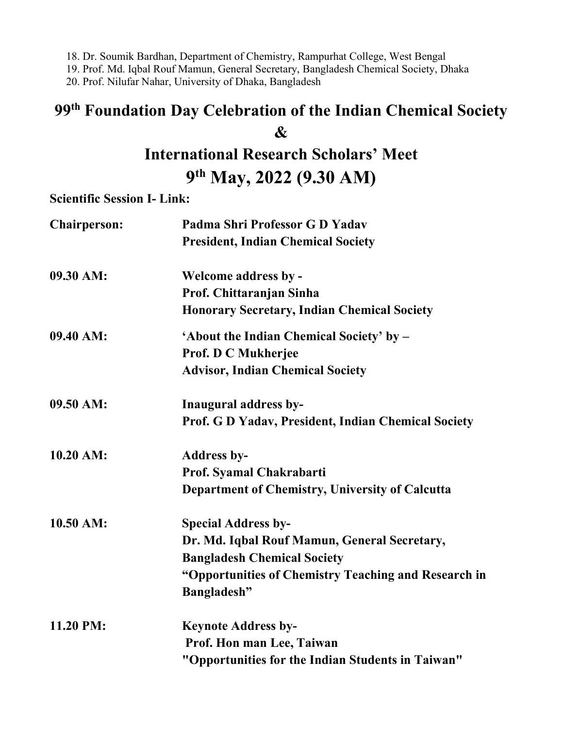18. Dr. Soumik Bardhan, Department of Chemistry, Rampurhat College, West Bengal
19. Prof. Md. Iqbal Rouf Mamun, General Secretary, Bangladesh Chemical Society, Dhaka
20. Prof. Nilufar Nahar, University of Dhaka, Bangladesh

# 99th Foundation Day Celebration of the Indian Chemical Society

# &

# International Research Scholars' Meet

# 9th May, 2022 (9.30 AM)

**Scientific Session I- Link:**

| | |
|---|---|
| **Chairperson:** | **Padma Shri Professor G D Yadav**<br>**President, Indian Chemical Society** |
| **09.30 AM:** | **Welcome address by -**<br>**Prof. Chittaranjan Sinha**<br>**Honorary Secretary, Indian Chemical Society** |
| **09.40 AM:** | **'About the Indian Chemical Society' by –**<br>**Prof. D C Mukherjee**<br>**Advisor, Indian Chemical Society** |
| **09.50 AM:** | **Inaugural address by-**<br>**Prof. G D Yadav, President, Indian Chemical Society** |
| **10.20 AM:** | **Address by-**<br>**Prof. Syamal Chakrabarti**<br>**Department of Chemistry, University of Calcutta** |
| **10.50 AM:** | **Special Address by-**<br>**Dr. Md. Iqbal Rouf Mamun, General Secretary,**<br>**Bangladesh Chemical Society**<br>**"Opportunities of Chemistry Teaching and Research in Bangladesh"** |
| **11.20 PM:** | **Keynote Address by-**<br>**Prof. Hon man Lee, Taiwan**<br>**"Opportunities for the Indian Students in Taiwan"** |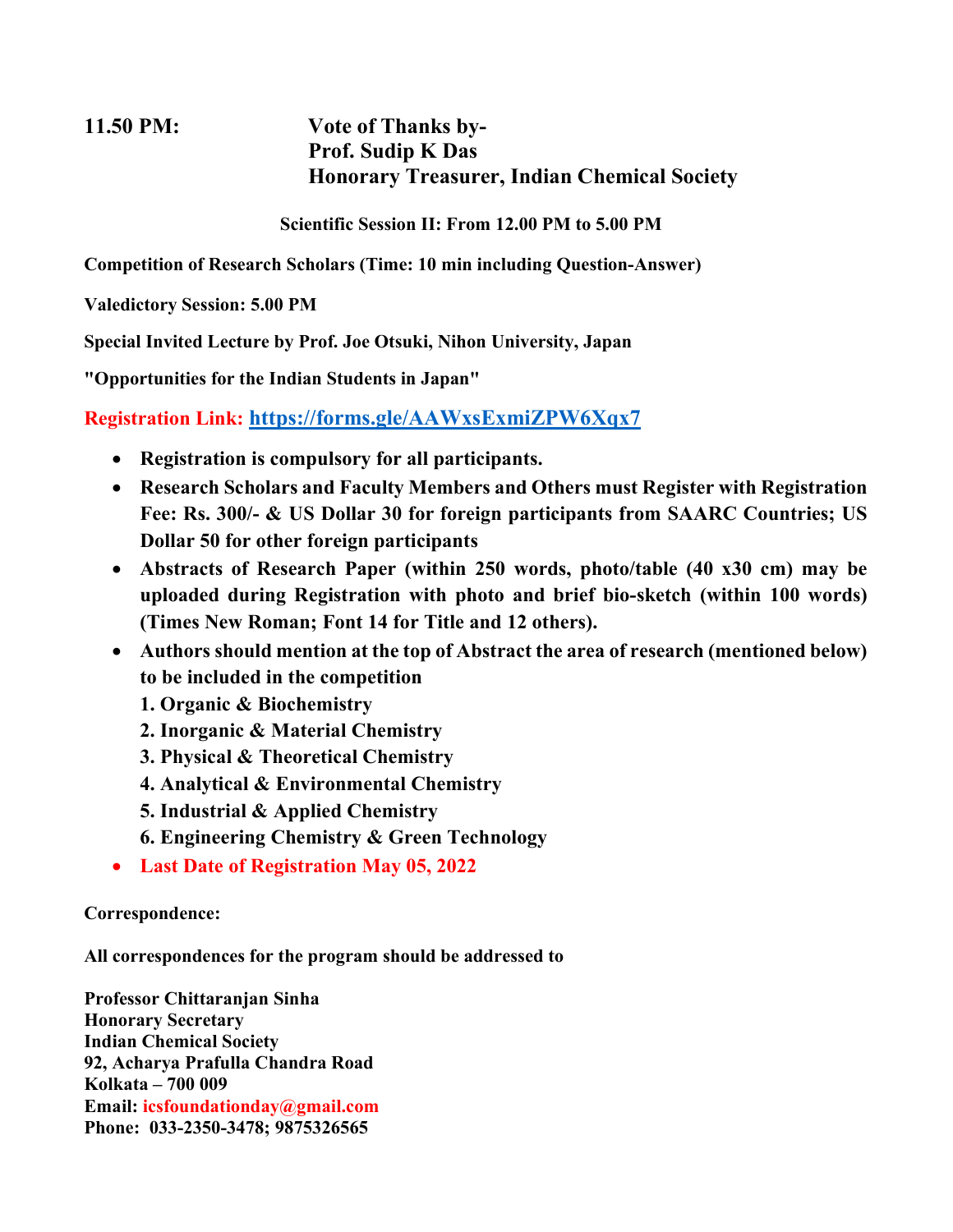**11.50 PM:** **Vote of Thanks by-**
**Prof. Sudip K Das**
**Honorary Treasurer, Indian Chemical Society**

**Scientific Session II: From 12.00 PM to 5.00 PM**

**Competition of Research Scholars (Time: 10 min including Question-Answer)**

**Valedictory Session: 5.00 PM**

**Special Invited Lecture by Prof. Joe Otsuki, Nihon University, Japan**

**"Opportunities for the Indian Students in Japan"**

**Registration Link: https://forms.gle/AAWxsExmiZPW6Xqx7**

- **Registration is compulsory for all participants.**
- **Research Scholars and Faculty Members and Others must Register with Registration Fee: Rs. 300/- & US Dollar 30 for foreign participants from SAARC Countries; US Dollar 50 for other foreign participants**
- **Abstracts of Research Paper (within 250 words, photo/table (40 x30 cm) may be uploaded during Registration with photo and brief bio-sketch (within 100 words) (Times New Roman; Font 14 for Title and 12 others).**
- **Authors should mention at the top of Abstract the area of research (mentioned below) to be included in the competition**
  1. **Organic & Biochemistry**
  2. **Inorganic & Material Chemistry**
  3. **Physical & Theoretical Chemistry**
  4. **Analytical & Environmental Chemistry**
  5. **Industrial & Applied Chemistry**
  6. **Engineering Chemistry & Green Technology**
- **Last Date of Registration May 05, 2022**

**Correspondence:**

**All correspondences for the program should be addressed to**

**Professor Chittaranjan Sinha**
**Honorary Secretary**
**Indian Chemical Society**
**92, Acharya Prafulla Chandra Road**
**Kolkata – 700 009**
**Email: icsfoundationday@gmail.com**
**Phone: 033-2350-3478; 9875326565**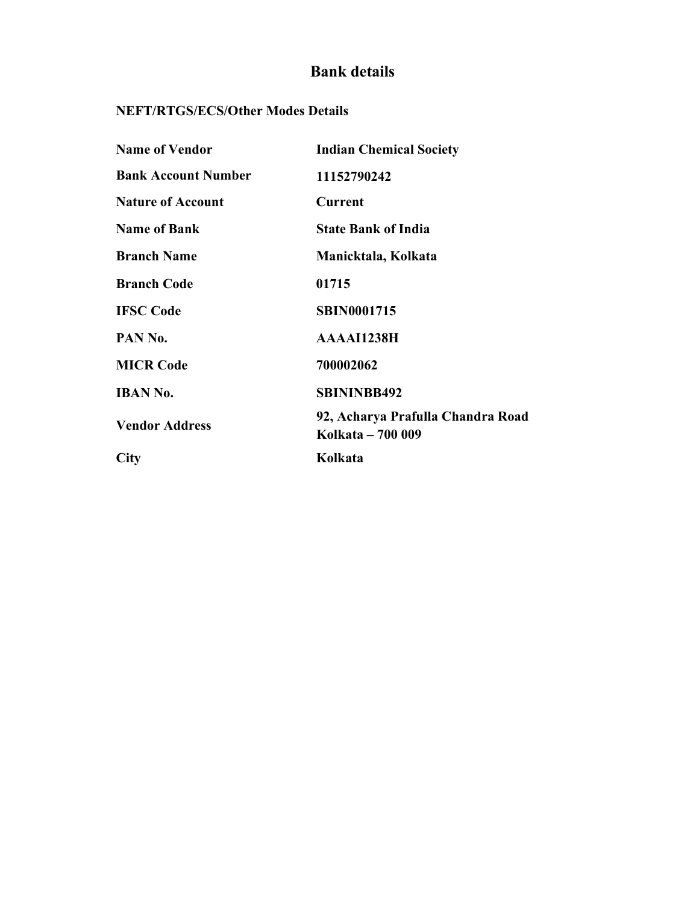# Bank details

**NEFT/RTGS/ECS/Other Modes Details**

| | |
|---|---|
| **Name of Vendor** | **Indian Chemical Society** |
| **Bank Account Number** | **11152790242** |
| **Nature of Account** | **Current** |
| **Name of Bank** | **State Bank of India** |
| **Branch Name** | **Manicktala, Kolkata** |
| **Branch Code** | **01715** |
| **IFSC Code** | **SBIN0001715** |
| **PAN No.** | **AAAAI1238H** |
| **MICR Code** | **700002062** |
| **IBAN No.** | **SBININBB492** |
| **Vendor Address** | **92, Acharya Prafulla Chandra Road Kolkata – 700 009** |
| **City** | **Kolkata** |